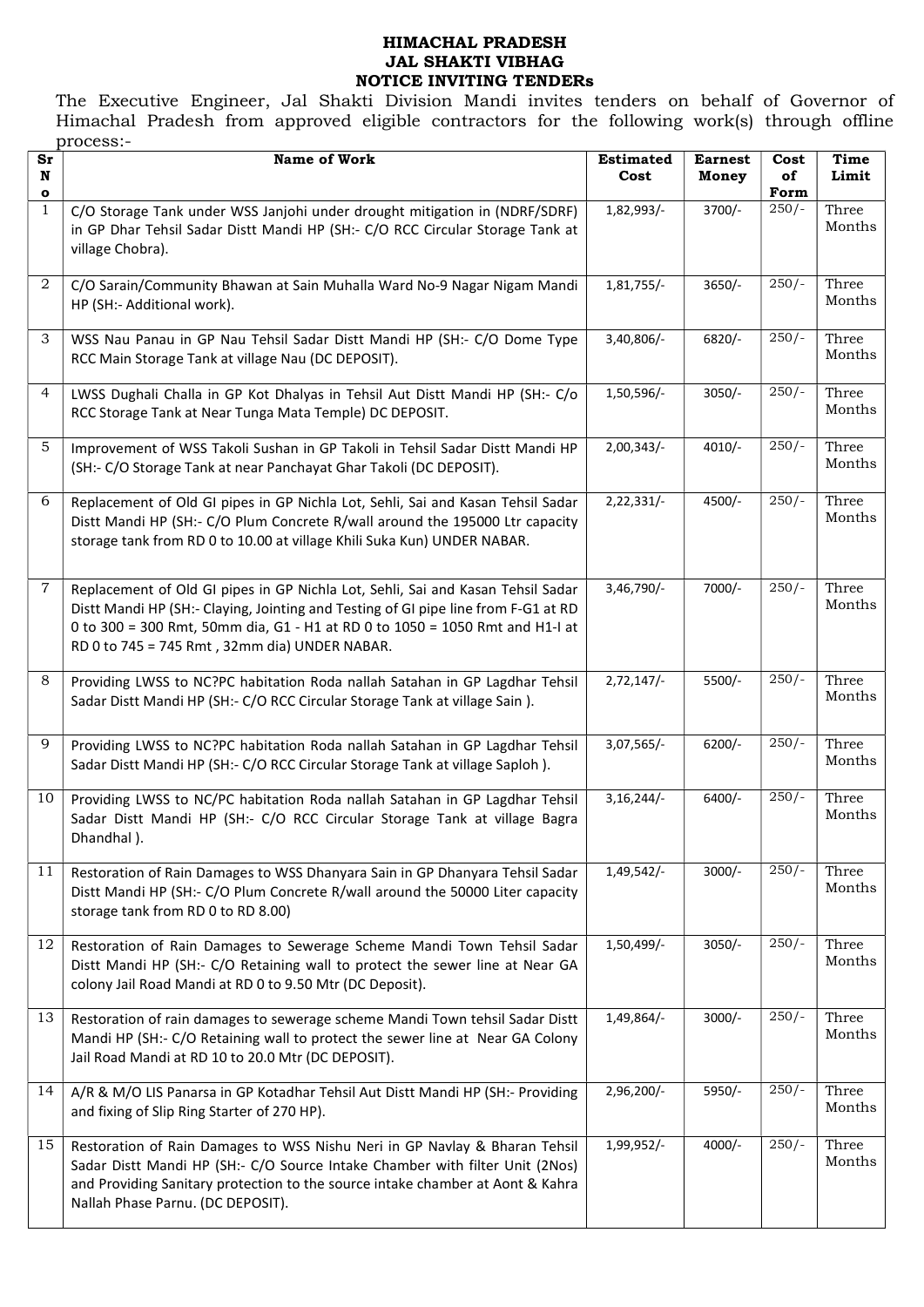# HIMACHAL PRADESH
# JAL SHAKTI VIBHAG
## NOTICE INVITING TENDERs

The Executive Engineer, Jal Shakti Division Mandi invites tenders on behalf of Governor of Himachal Pradesh from approved eligible contractors for the following work(s) through offline process:-

| Sr No | Name of Work | Estimated Cost | Earnest Money | Cost of Form | Time Limit |
|---|---|---|---|---|---|
| 1 | C/O Storage Tank under WSS Janjohi under drought mitigation in (NDRF/SDRF) in GP Dhar Tehsil Sadar Distt Mandi HP (SH:- C/O RCC Circular Storage Tank at village Chobra). | 1,82,993/- | 3700/- | 250/- | Three Months |
| 2 | C/O Sarain/Community Bhawan at Sain Muhalla Ward No-9 Nagar Nigam Mandi HP (SH:- Additional work). | 1,81,755/- | 3650/- | 250/- | Three Months |
| 3 | WSS Nau Panau in GP Nau Tehsil Sadar Distt Mandi HP (SH:- C/O Dome Type RCC Main Storage Tank at village Nau (DC DEPOSIT). | 3,40,806/- | 6820/- | 250/- | Three Months |
| 4 | LWSS Dughali Challa in GP Kot Dhalyas in Tehsil Aut Distt Mandi HP (SH:- C/o RCC Storage Tank at Near Tunga Mata Temple) DC DEPOSIT. | 1,50,596/- | 3050/- | 250/- | Three Months |
| 5 | Improvement of WSS Takoli Sushan in GP Takoli in Tehsil Sadar Distt Mandi HP (SH:- C/O Storage Tank at near Panchayat Ghar Takoli (DC DEPOSIT). | 2,00,343/- | 4010/- | 250/- | Three Months |
| 6 | Replacement of Old GI pipes in GP Nichla Lot, Sehli, Sai and Kasan Tehsil Sadar Distt Mandi HP (SH:- C/O Plum Concrete R/wall around the 195000 Ltr capacity storage tank from RD 0 to 10.00 at village Khili Suka Kun) UNDER NABAR. | 2,22,331/- | 4500/- | 250/- | Three Months |
| 7 | Replacement of Old GI pipes in GP Nichla Lot, Sehli, Sai and Kasan Tehsil Sadar Distt Mandi HP (SH:- Claying, Jointing and Testing of GI pipe line from F-G1 at RD 0 to 300 = 300 Rmt, 50mm dia, G1 - H1 at RD 0 to 1050 = 1050 Rmt and H1-I at RD 0 to 745 = 745 Rmt , 32mm dia) UNDER NABAR. | 3,46,790/- | 7000/- | 250/- | Three Months |
| 8 | Providing LWSS to NC?PC habitation Roda nallah Satahan in GP Lagdhar Tehsil Sadar Distt Mandi HP (SH:- C/O RCC Circular Storage Tank at village Sain ). | 2,72,147/- | 5500/- | 250/- | Three Months |
| 9 | Providing LWSS to NC?PC habitation Roda nallah Satahan in GP Lagdhar Tehsil Sadar Distt Mandi HP (SH:- C/O RCC Circular Storage Tank at village Saploh ). | 3,07,565/- | 6200/- | 250/- | Three Months |
| 10 | Providing LWSS to NC/PC habitation Roda nallah Satahan in GP Lagdhar Tehsil Sadar Distt Mandi HP (SH:- C/O RCC Circular Storage Tank at village Bagra Dhandhal ). | 3,16,244/- | 6400/- | 250/- | Three Months |
| 11 | Restoration of Rain Damages to WSS Dhanyara Sain in GP Dhanyara Tehsil Sadar Distt Mandi HP (SH:- C/O Plum Concrete R/wall around the 50000 Liter capacity storage tank from RD 0 to RD 8.00) | 1,49,542/- | 3000/- | 250/- | Three Months |
| 12 | Restoration of Rain Damages to Sewerage Scheme Mandi Town Tehsil Sadar Distt Mandi HP (SH:- C/O Retaining wall to protect the sewer line at Near GA colony Jail Road Mandi at RD 0 to 9.50 Mtr (DC Deposit). | 1,50,499/- | 3050/- | 250/- | Three Months |
| 13 | Restoration of rain damages to sewerage scheme Mandi Town tehsil Sadar Distt Mandi HP (SH:- C/O Retaining wall to protect the sewer line at Near GA Colony Jail Road Mandi at RD 10 to 20.0 Mtr (DC DEPOSIT). | 1,49,864/- | 3000/- | 250/- | Three Months |
| 14 | A/R & M/O LIS Panarsa in GP Kotadhar Tehsil Aut Distt Mandi HP (SH:- Providing and fixing of Slip Ring Starter of 270 HP). | 2,96,200/- | 5950/- | 250/- | Three Months |
| 15 | Restoration of Rain Damages to WSS Nishu Neri in GP Navlay & Bharan Tehsil Sadar Distt Mandi HP (SH:- C/O Source Intake Chamber with filter Unit (2Nos) and Providing Sanitary protection to the source intake chamber at Aont & Kahra Nallah Phase Parnu. (DC DEPOSIT). | 1,99,952/- | 4000/- | 250/- | Three Months |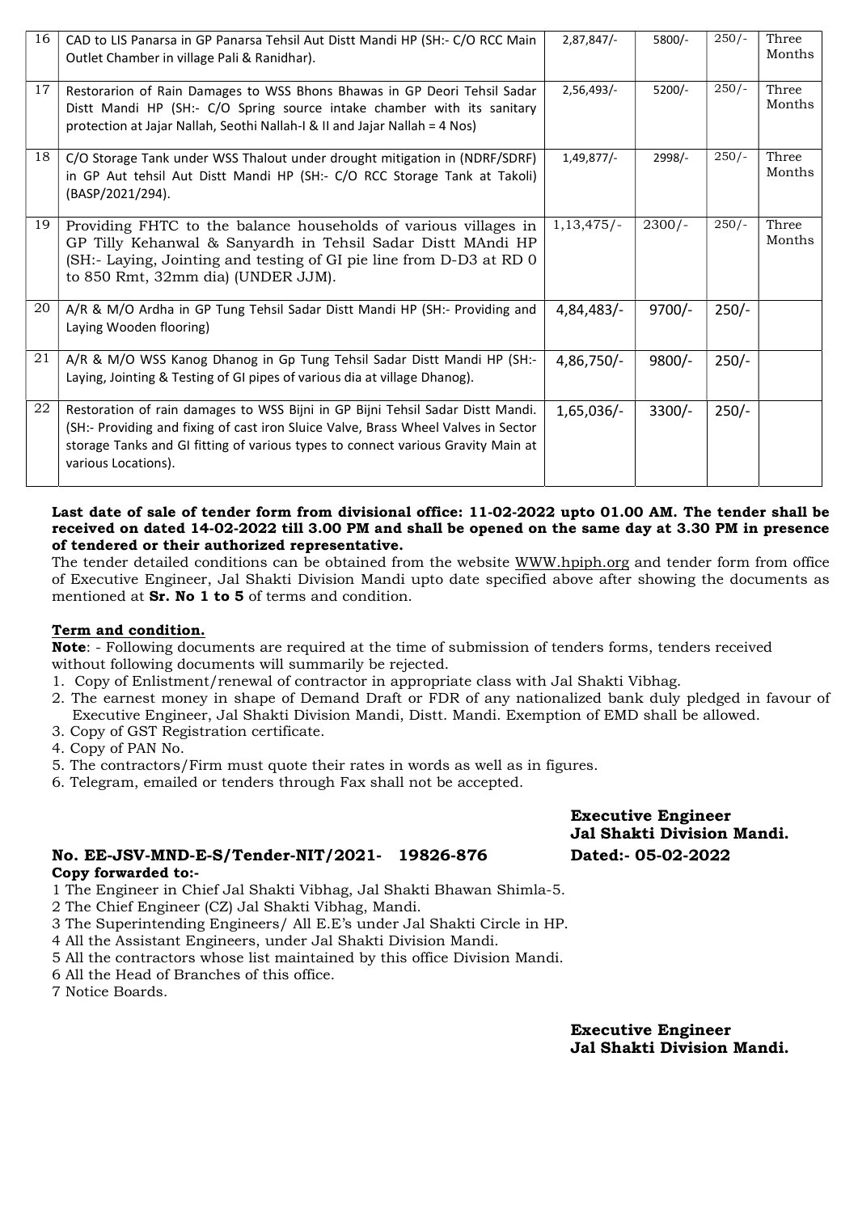| | | | | | |
|---|---|---|---|---|---|
| 16 | CAD to LIS Panarsa in GP Panarsa Tehsil Aut Distt Mandi HP (SH:- C/O RCC Main Outlet Chamber in village Pali & Ranidhar). | 2,87,847/- | 5800/- | 250/- | Three Months |
| 17 | Restorarion of Rain Damages to WSS Bhons Bhawas in GP Deori Tehsil Sadar Distt Mandi HP (SH:- C/O Spring source intake chamber with its sanitary protection at Jajar Nallah, Seothi Nallah-I & II and Jajar Nallah = 4 Nos) | 2,56,493/- | 5200/- | 250/- | Three Months |
| 18 | C/O Storage Tank under WSS Thalout under drought mitigation in (NDRF/SDRF) in GP Aut tehsil Aut Distt Mandi HP (SH:- C/O RCC Storage Tank at Takoli) (BASP/2021/294). | 1,49,877/- | 2998/- | 250/- | Three Months |
| 19 | Providing FHTC to the balance households of various villages in GP Tilly Kehanwal & Sanyardh in Tehsil Sadar Distt MAndi HP (SH:- Laying, Jointing and testing of GI pie line from D-D3 at RD 0 to 850 Rmt, 32mm dia) (UNDER JJM). | 1,13,475/- | 2300/- | 250/- | Three Months |
| 20 | A/R & M/O Ardha in GP Tung Tehsil Sadar Distt Mandi HP (SH:- Providing and Laying Wooden flooring) | 4,84,483/- | 9700/- | 250/- | |
| 21 | A/R & M/O WSS Kanog Dhanog in Gp Tung Tehsil Sadar Distt Mandi HP (SH:- Laying, Jointing & Testing of GI pipes of various dia at village Dhanog). | 4,86,750/- | 9800/- | 250/- | |
| 22 | Restoration of rain damages to WSS Bijni in GP Bijni Tehsil Sadar Distt Mandi. (SH:- Providing and fixing of cast iron Sluice Valve, Brass Wheel Valves in Sector storage Tanks and GI fitting of various types to connect various Gravity Main at various Locations). | 1,65,036/- | 3300/- | 250/- | |

**Last date of sale of tender form from divisional office: 11-02-2022 upto 01.00 AM. The tender shall be received on dated 14-02-2022 till 3.00 PM and shall be opened on the same day at 3.30 PM in presence of tendered or their authorized representative.**

The tender detailed conditions can be obtained from the website WWW.hpiph.org and tender form from office of Executive Engineer, Jal Shakti Division Mandi upto date specified above after showing the documents as mentioned at **Sr. No 1 to 5** of terms and condition.

**Term and condition.**

**Note**: - Following documents are required at the time of submission of tenders forms, tenders received without following documents will summarily be rejected.

1. Copy of Enlistment/renewal of contractor in appropriate class with Jal Shakti Vibhag.
2. The earnest money in shape of Demand Draft or FDR of any nationalized bank duly pledged in favour of Executive Engineer, Jal Shakti Division Mandi, Distt. Mandi. Exemption of EMD shall be allowed.
3. Copy of GST Registration certificate.
4. Copy of PAN No.
5. The contractors/Firm must quote their rates in words as well as in figures.
6. Telegram, emailed or tenders through Fax shall not be accepted.

**Executive Engineer**
**Jal Shakti Division Mandi.**

**No. EE-JSV-MND-E-S/Tender-NIT/2021- 19826-876** **Dated:- 05-02-2022**

**Copy forwarded to:-**

1 The Engineer in Chief Jal Shakti Vibhag, Jal Shakti Bhawan Shimla-5.
2 The Chief Engineer (CZ) Jal Shakti Vibhag, Mandi.
3 The Superintending Engineers/ All E.E's under Jal Shakti Circle in HP.
4 All the Assistant Engineers, under Jal Shakti Division Mandi.
5 All the contractors whose list maintained by this office Division Mandi.
6 All the Head of Branches of this office.
7 Notice Boards.

**Executive Engineer**
**Jal Shakti Division Mandi.**